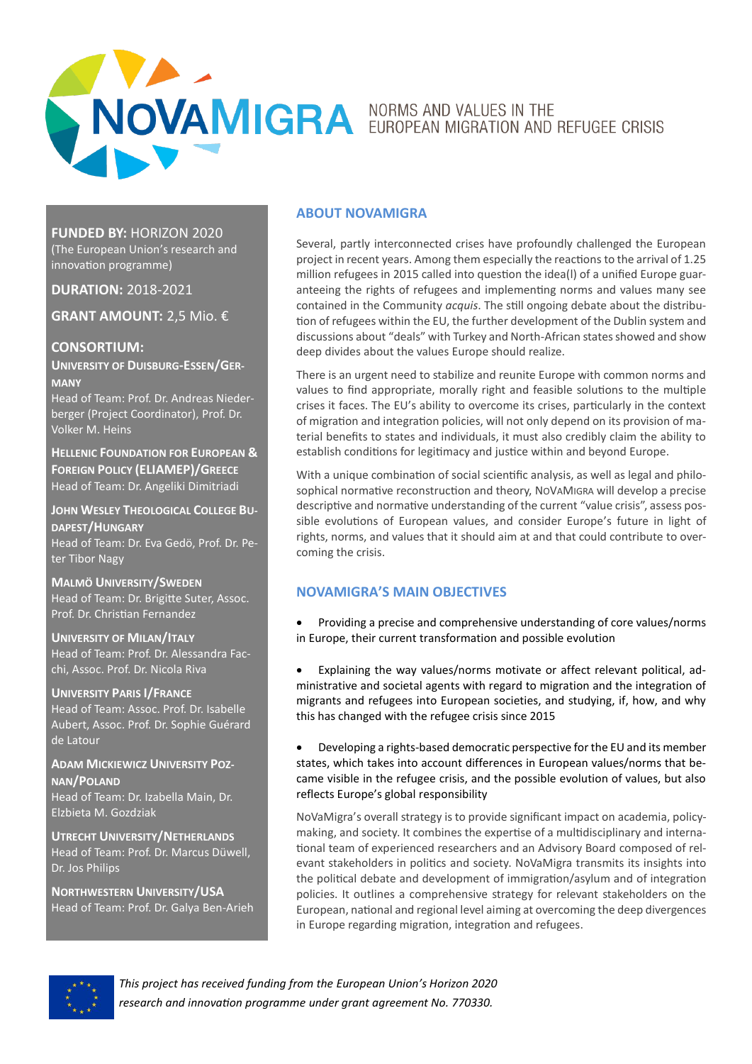# NOVAMIGRA

NORMS AND VALUES IN THE EUROPEAN MIGRATION AND REFUGEE CRISIS

**FUNDED BY:** HORIZON 2020
(The European Union's research and innovation programme)

**DURATION:** 2018-2021

**GRANT AMOUNT:** 2,5 Mio. €

**CONSORTIUM:**

**University of Duisburg-Essen/Germany**
Head of Team: Prof. Dr. Andreas Niederberger (Project Coordinator), Prof. Dr. Volker M. Heins

**Hellenic Foundation for European & Foreign Policy (ELIAMEP)/Greece**
Head of Team: Dr. Angeliki Dimitriadi

**John Wesley Theological College Budapest/Hungary**
Head of Team: Dr. Eva Gedö, Prof. Dr. Peter Tibor Nagy

**Malmö University/Sweden**
Head of Team: Dr. Brigitte Suter, Assoc. Prof. Dr. Christian Fernandez

**University of Milan/Italy**
Head of Team: Prof. Dr. Alessandra Facchi, Assoc. Prof. Dr. Nicola Riva

**University Paris I/France**
Head of Team: Assoc. Prof. Dr. Isabelle Aubert, Assoc. Prof. Dr. Sophie Guérard de Latour

**Adam Mickiewicz University Poznan/Poland**
Head of Team: Dr. Izabella Main, Dr. Elzbieta M. Gozdziak

**Utrecht University/Netherlands**
Head of Team: Prof. Dr. Marcus Düwell, Dr. Jos Philips

**Northwestern University/USA**
Head of Team: Prof. Dr. Galya Ben-Arieh

## ABOUT NOVAMIGRA

Several, partly interconnected crises have profoundly challenged the European project in recent years. Among them especially the reactions to the arrival of 1.25 million refugees in 2015 called into question the idea(l) of a unified Europe guaranteeing the rights of refugees and implementing norms and values many see contained in the Community *acquis*. The still ongoing debate about the distribution of refugees within the EU, the further development of the Dublin system and discussions about "deals" with Turkey and North-African states showed and show deep divides about the values Europe should realize.

There is an urgent need to stabilize and reunite Europe with common norms and values to find appropriate, morally right and feasible solutions to the multiple crises it faces. The EU's ability to overcome its crises, particularly in the context of migration and integration policies, will not only depend on its provision of material benefits to states and individuals, it must also credibly claim the ability to establish conditions for legitimacy and justice within and beyond Europe.

With a unique combination of social scientific analysis, as well as legal and philosophical normative reconstruction and theory, NoVaMigra will develop a precise descriptive and normative understanding of the current "value crisis", assess possible evolutions of European values, and consider Europe's future in light of rights, norms, and values that it should aim at and that could contribute to overcoming the crisis.

## NOVAMIGRA'S MAIN OBJECTIVES

- Providing a precise and comprehensive understanding of core values/norms in Europe, their current transformation and possible evolution

- Explaining the way values/norms motivate or affect relevant political, administrative and societal agents with regard to migration and the integration of migrants and refugees into European societies, and studying, if, how, and why this has changed with the refugee crisis since 2015

- Developing a rights-based democratic perspective for the EU and its member states, which takes into account differences in European values/norms that became visible in the refugee crisis, and the possible evolution of values, but also reflects Europe's global responsibility

NoVaMigra's overall strategy is to provide significant impact on academia, policy-making, and society. It combines the expertise of a multidisciplinary and international team of experienced researchers and an Advisory Board composed of relevant stakeholders in politics and society. NoVaMigra transmits its insights into the political debate and development of immigration/asylum and of integration policies. It outlines a comprehensive strategy for relevant stakeholders on the European, national and regional level aiming at overcoming the deep divergences in Europe regarding migration, integration and refugees.

*This project has received funding from the European Union's Horizon 2020 research and innovation programme under grant agreement No. 770330.*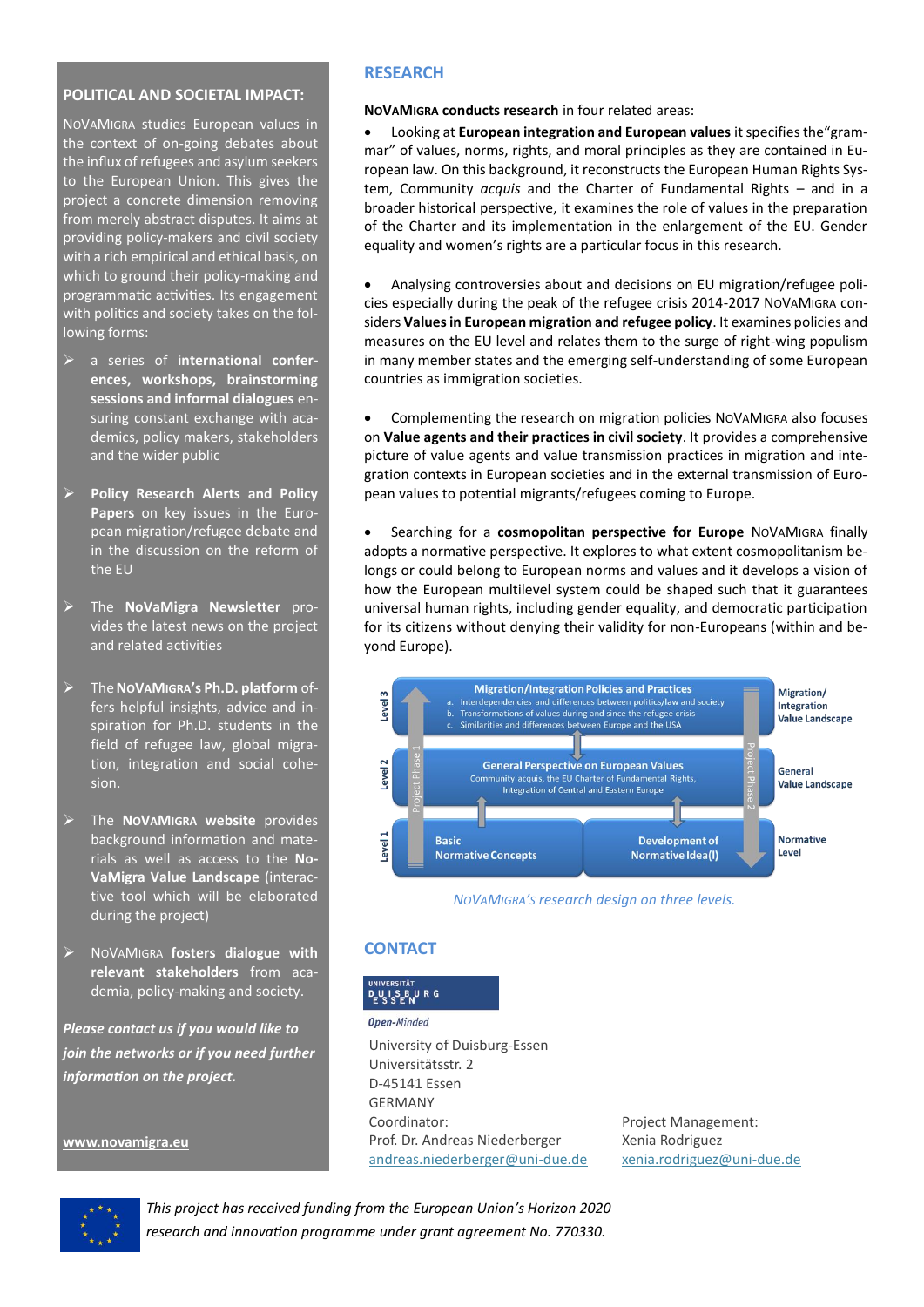## POLITICAL AND SOCIETAL IMPACT:

NoVaMigra studies European values in the context of on-going debates about the influx of refugees and asylum seekers to the European Union. This gives the project a concrete dimension removing from merely abstract disputes. It aims at providing policy-makers and civil society with a rich empirical and ethical basis, on which to ground their policy-making and programmatic activities. Its engagement with politics and society takes on the following forms:

- a series of **international conferences, workshops, brainstorming sessions and informal dialogues** ensuring constant exchange with academics, policy makers, stakeholders and the wider public
- **Policy Research Alerts and Policy Papers** on key issues in the European migration/refugee debate and in the discussion on the reform of the EU
- The **NoVaMigra Newsletter** provides the latest news on the project and related activities
- The **NoVaMigra's Ph.D. platform** offers helpful insights, advice and inspiration for Ph.D. students in the field of refugee law, global migration, integration and social cohesion.
- The **NoVaMigra website** provides background information and materials as well as access to the **NoVaMigra Value Landscape** (interactive tool which will be elaborated during the project)
- NoVaMigra **fosters dialogue with relevant stakeholders** from academia, policy-making and society.

***Please contact us if you would like to join the networks or if you need further information on the project.***

**www.novamigra.eu**

## RESEARCH

**NoVaMigra conducts research** in four related areas:

- Looking at **European integration and European values** it specifies the "grammar" of values, norms, rights, and moral principles as they are contained in European law. On this background, it reconstructs the European Human Rights System, Community *acquis* and the Charter of Fundamental Rights – and in a broader historical perspective, it examines the role of values in the preparation of the Charter and its implementation in the enlargement of the EU. Gender equality and women's rights are a particular focus in this research.

- Analysing controversies about and decisions on EU migration/refugee policies especially during the peak of the refugee crisis 2014-2017 NoVaMigra considers **Values in European migration and refugee policy**. It examines policies and measures on the EU level and relates them to the surge of right-wing populism in many member states and the emerging self-understanding of some European countries as immigration societies.

- Complementing the research on migration policies NoVaMigra also focuses on **Value agents and their practices in civil society**. It provides a comprehensive picture of value agents and value transmission practices in migration and integration contexts in European societies and in the external transmission of European values to potential migrants/refugees coming to Europe.

- Searching for a **cosmopolitan perspective for Europe** NoVaMigra finally adopts a normative perspective. It explores to what extent cosmopolitanism belongs or could belong to European norms and values and it develops a vision of how the European multilevel system could be shaped such that it guarantees universal human rights, including gender equality, and democratic participation for its citizens without denying their validity for non-Europeans (within and beyond Europe).

Level 3
Migration/Integration Policies and Practices
a. Interdependencies and differences between politics/law and society
b. Transformations of values during and since the refugee crisis
c. Similarities and differences between Europe and the USA
Migration/Integration Value Landscape

Level 2
General Perspective on European Values
Community acquis, the EU Charter of Fundamental Rights, Integration of Central and Eastern Europe
General Value Landscape

Level 1
Basic Normative Concepts
Development of Normative Idea(l)
Normative Level

Project Phase 1
Project Phase 2

*NoVaMigra's research design on three levels.*

## CONTACT

UNIVERSITÄT DUISBURG ESSEN

*Open-Minded*

University of Duisburg-Essen
Universitätsstr. 2
D-45141 Essen
GERMANY

Coordinator:
Prof. Dr. Andreas Niederberger
andreas.niederberger@uni-due.de

Project Management:
Xenia Rodriguez
xenia.rodriguez@uni-due.de

*This project has received funding from the European Union's Horizon 2020 research and innovation programme under grant agreement No. 770330.*